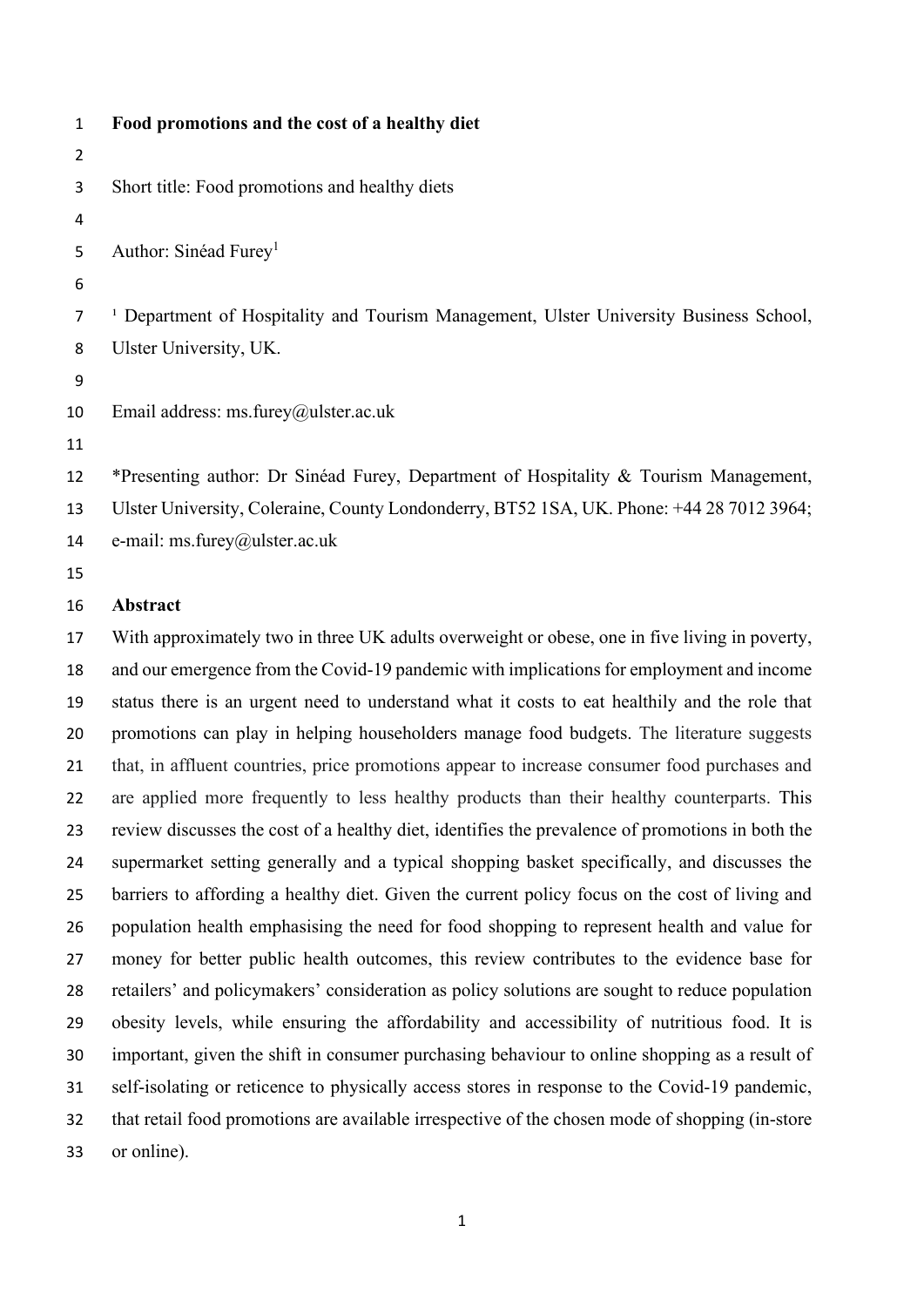# Food promotions and the cost of a healthy diet

Short title: Food promotions and healthy diets

Author: Sinéad Furey[1]

[1] Department of Hospitality and Tourism Management, Ulster University Business School, Ulster University, UK.

Email address: ms.furey@ulster.ac.uk

*Presenting author: Dr Sinéad Furey, Department of Hospitality & Tourism Management, Ulster University, Coleraine, County Londonderry, BT52 1SA, UK. Phone: +44 28 7012 3964; e-mail: ms.furey@ulster.ac.uk

## Abstract

With approximately two in three UK adults overweight or obese, one in five living in poverty, and our emergence from the Covid-19 pandemic with implications for employment and income status there is an urgent need to understand what it costs to eat healthily and the role that promotions can play in helping householders manage food budgets. The literature suggests that, in affluent countries, price promotions appear to increase consumer food purchases and are applied more frequently to less healthy products than their healthy counterparts. This review discusses the cost of a healthy diet, identifies the prevalence of promotions in both the supermarket setting generally and a typical shopping basket specifically, and discusses the barriers to affording a healthy diet. Given the current policy focus on the cost of living and population health emphasising the need for food shopping to represent health and value for money for better public health outcomes, this review contributes to the evidence base for retailers' and policymakers' consideration as policy solutions are sought to reduce population obesity levels, while ensuring the affordability and accessibility of nutritious food. It is important, given the shift in consumer purchasing behaviour to online shopping as a result of self-isolating or reticence to physically access stores in response to the Covid-19 pandemic, that retail food promotions are available irrespective of the chosen mode of shopping (in-store or online).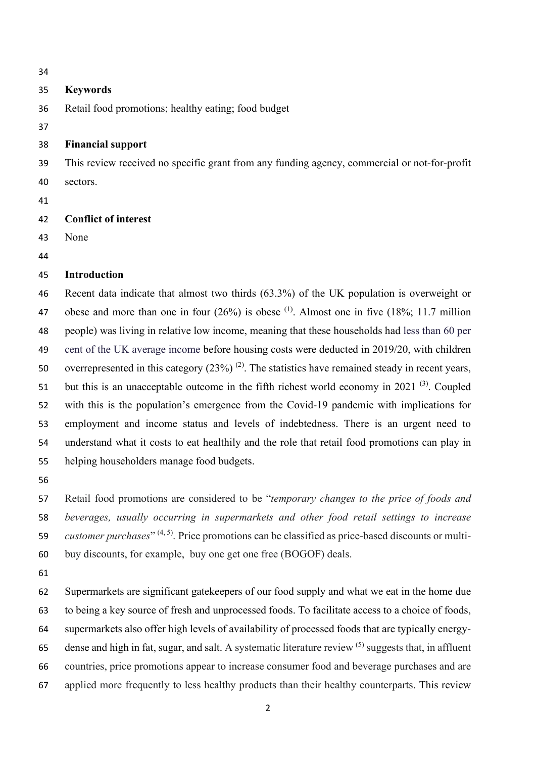## Keywords

Retail food promotions; healthy eating; food budget

## Financial support

This review received no specific grant from any funding agency, commercial or not-for-profit sectors.

## Conflict of interest

None

## Introduction

Recent data indicate that almost two thirds (63.3%) of the UK population is overweight or obese and more than one in four (26%) is obese [1]. Almost one in five (18%; 11.7 million people) was living in relative low income, meaning that these households had less than 60 per cent of the UK average income before housing costs were deducted in 2019/20, with children overrepresented in this category (23%) [2]. The statistics have remained steady in recent years, but this is an unacceptable outcome in the fifth richest world economy in 2021 [3]. Coupled with this is the population's emergence from the Covid-19 pandemic with implications for employment and income status and levels of indebtedness. There is an urgent need to understand what it costs to eat healthily and the role that retail food promotions can play in helping householders manage food budgets.

Retail food promotions are considered to be "*temporary changes to the price of foods and beverages, usually occurring in supermarkets and other food retail settings to increase customer purchases*" [4, 5]. Price promotions can be classified as price-based discounts or multi-buy discounts, for example, buy one get one free (BOGOF) deals.

Supermarkets are significant gatekeepers of our food supply and what we eat in the home due to being a key source of fresh and unprocessed foods. To facilitate access to a choice of foods, supermarkets also offer high levels of availability of processed foods that are typically energy-dense and high in fat, sugar, and salt. A systematic literature review [5] suggests that, in affluent countries, price promotions appear to increase consumer food and beverage purchases and are applied more frequently to less healthy products than their healthy counterparts. This review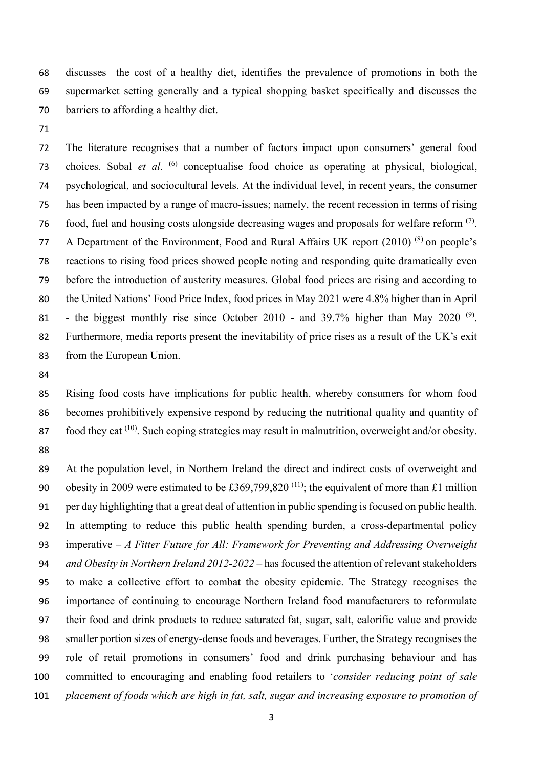discusses the cost of a healthy diet, identifies the prevalence of promotions in both the supermarket setting generally and a typical shopping basket specifically and discusses the barriers to affording a healthy diet.

The literature recognises that a number of factors impact upon consumers' general food choices. Sobal *et al*. [6] conceptualise food choice as operating at physical, biological, psychological, and sociocultural levels. At the individual level, in recent years, the consumer has been impacted by a range of macro-issues; namely, the recent recession in terms of rising food, fuel and housing costs alongside decreasing wages and proposals for welfare reform [7]. A Department of the Environment, Food and Rural Affairs UK report (2010) [8] on people's reactions to rising food prices showed people noting and responding quite dramatically even before the introduction of austerity measures. Global food prices are rising and according to the United Nations' Food Price Index, food prices in May 2021 were 4.8% higher than in April - the biggest monthly rise since October 2010 - and 39.7% higher than May 2020 [9]. Furthermore, media reports present the inevitability of price rises as a result of the UK's exit from the European Union.

Rising food costs have implications for public health, whereby consumers for whom food becomes prohibitively expensive respond by reducing the nutritional quality and quantity of food they eat [10]. Such coping strategies may result in malnutrition, overweight and/or obesity.

At the population level, in Northern Ireland the direct and indirect costs of overweight and obesity in 2009 were estimated to be £369,799,820 [11]; the equivalent of more than £1 million per day highlighting that a great deal of attention in public spending is focused on public health. In attempting to reduce this public health spending burden, a cross-departmental policy imperative – *A Fitter Future for All: Framework for Preventing and Addressing Overweight and Obesity in Northern Ireland 2012-2022* – has focused the attention of relevant stakeholders to make a collective effort to combat the obesity epidemic. The Strategy recognises the importance of continuing to encourage Northern Ireland food manufacturers to reformulate their food and drink products to reduce saturated fat, sugar, salt, calorific value and provide smaller portion sizes of energy-dense foods and beverages. Further, the Strategy recognises the role of retail promotions in consumers' food and drink purchasing behaviour and has committed to encouraging and enabling food retailers to '*consider reducing point of sale placement of foods which are high in fat, salt, sugar and increasing exposure to promotion of*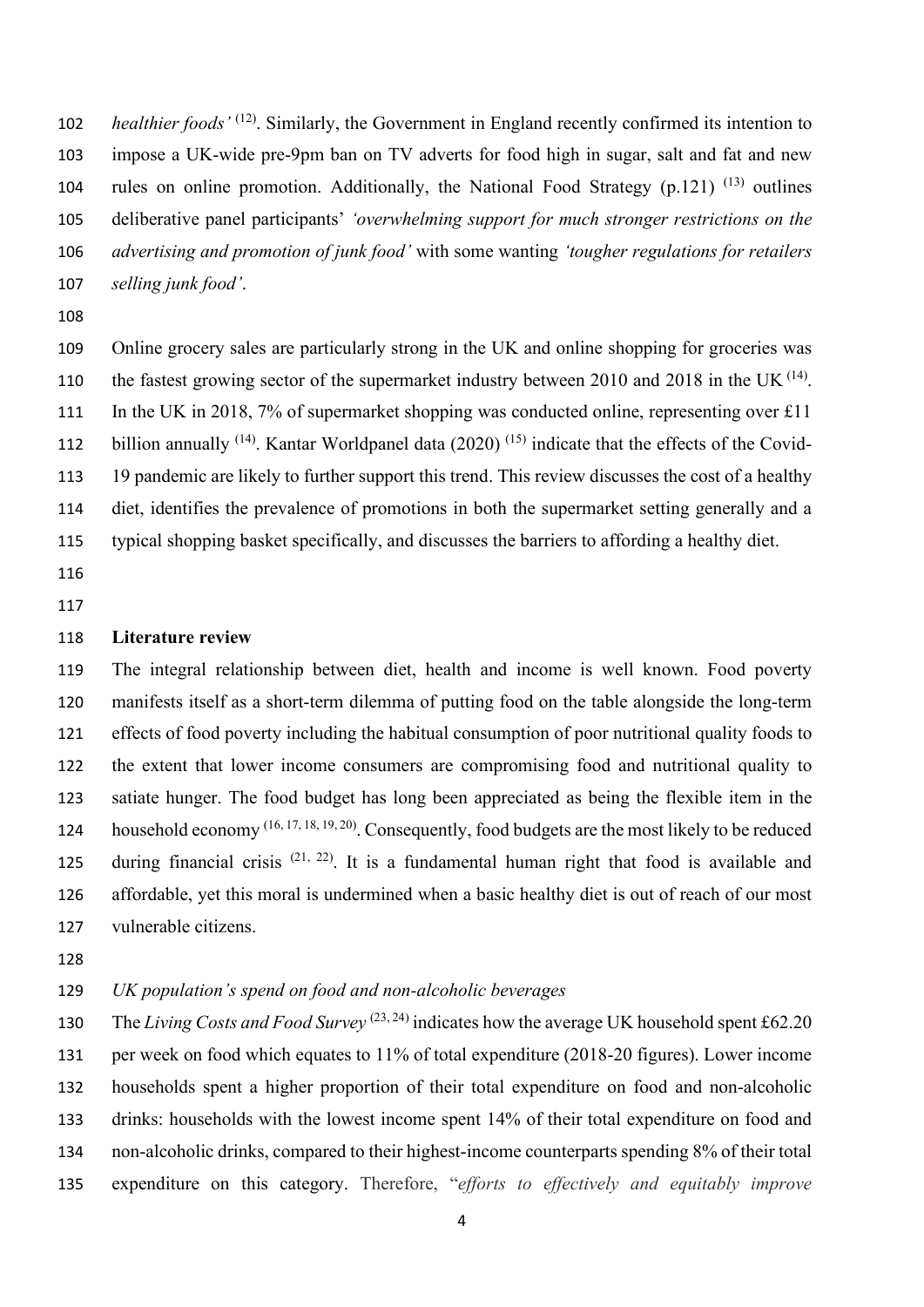*healthier foods'* [12]. Similarly, the Government in England recently confirmed its intention to impose a UK-wide pre-9pm ban on TV adverts for food high in sugar, salt and fat and new rules on online promotion. Additionally, the National Food Strategy (p.121) [13] outlines deliberative panel participants' *'overwhelming support for much stronger restrictions on the advertising and promotion of junk food'* with some wanting *'tougher regulations for retailers selling junk food'*.

Online grocery sales are particularly strong in the UK and online shopping for groceries was the fastest growing sector of the supermarket industry between 2010 and 2018 in the UK [14]. In the UK in 2018, 7% of supermarket shopping was conducted online, representing over £11 billion annually [14]. Kantar Worldpanel data (2020) [15] indicate that the effects of the Covid-19 pandemic are likely to further support this trend. This review discusses the cost of a healthy diet, identifies the prevalence of promotions in both the supermarket setting generally and a typical shopping basket specifically, and discusses the barriers to affording a healthy diet.

## Literature review

The integral relationship between diet, health and income is well known. Food poverty manifests itself as a short-term dilemma of putting food on the table alongside the long-term effects of food poverty including the habitual consumption of poor nutritional quality foods to the extent that lower income consumers are compromising food and nutritional quality to satiate hunger. The food budget has long been appreciated as being the flexible item in the household economy [16, 17, 18, 19, 20]. Consequently, food budgets are the most likely to be reduced during financial crisis [21, 22]. It is a fundamental human right that food is available and affordable, yet this moral is undermined when a basic healthy diet is out of reach of our most vulnerable citizens.

### *UK population's spend on food and non-alcoholic beverages*

The *Living Costs and Food Survey* [23, 24] indicates how the average UK household spent £62.20 per week on food which equates to 11% of total expenditure (2018-20 figures). Lower income households spent a higher proportion of their total expenditure on food and non-alcoholic drinks: households with the lowest income spent 14% of their total expenditure on food and non-alcoholic drinks, compared to their highest-income counterparts spending 8% of their total expenditure on this category. Therefore, "*efforts to effectively and equitably improve*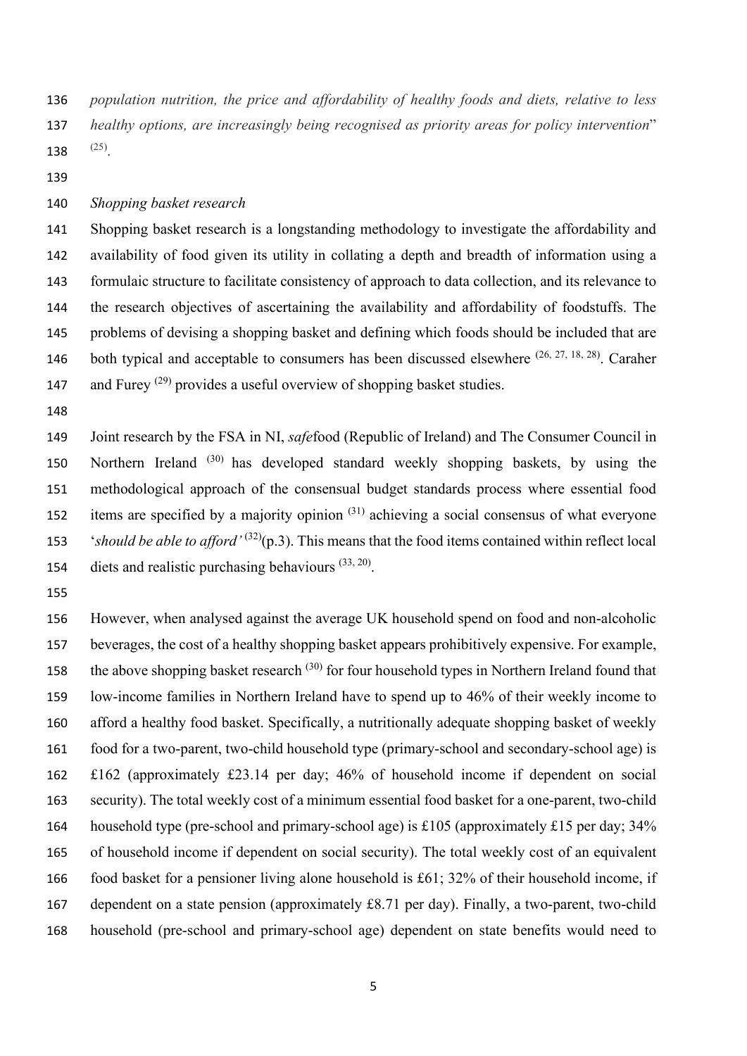*population nutrition, the price and affordability of healthy foods and diets, relative to less healthy options, are increasingly being recognised as priority areas for policy intervention*" [25].

*Shopping basket research*

Shopping basket research is a longstanding methodology to investigate the affordability and availability of food given its utility in collating a depth and breadth of information using a formulaic structure to facilitate consistency of approach to data collection, and its relevance to the research objectives of ascertaining the availability and affordability of foodstuffs. The problems of devising a shopping basket and defining which foods should be included that are both typical and acceptable to consumers has been discussed elsewhere [26, 27, 18, 28]. Caraher and Furey [29] provides a useful overview of shopping basket studies.

Joint research by the FSA in NI, *safe*food (Republic of Ireland) and The Consumer Council in Northern Ireland [30] has developed standard weekly shopping baskets, by using the methodological approach of the consensual budget standards process where essential food items are specified by a majority opinion [31] achieving a social consensus of what everyone '*should be able to afford'* [32](p.3). This means that the food items contained within reflect local diets and realistic purchasing behaviours [33, 20].

However, when analysed against the average UK household spend on food and non-alcoholic beverages, the cost of a healthy shopping basket appears prohibitively expensive. For example, the above shopping basket research [30] for four household types in Northern Ireland found that low-income families in Northern Ireland have to spend up to 46% of their weekly income to afford a healthy food basket. Specifically, a nutritionally adequate shopping basket of weekly food for a two-parent, two-child household type (primary-school and secondary-school age) is £162 (approximately £23.14 per day; 46% of household income if dependent on social security). The total weekly cost of a minimum essential food basket for a one-parent, two-child household type (pre-school and primary-school age) is £105 (approximately £15 per day; 34% of household income if dependent on social security). The total weekly cost of an equivalent food basket for a pensioner living alone household is £61; 32% of their household income, if dependent on a state pension (approximately £8.71 per day). Finally, a two-parent, two-child household (pre-school and primary-school age) dependent on state benefits would need to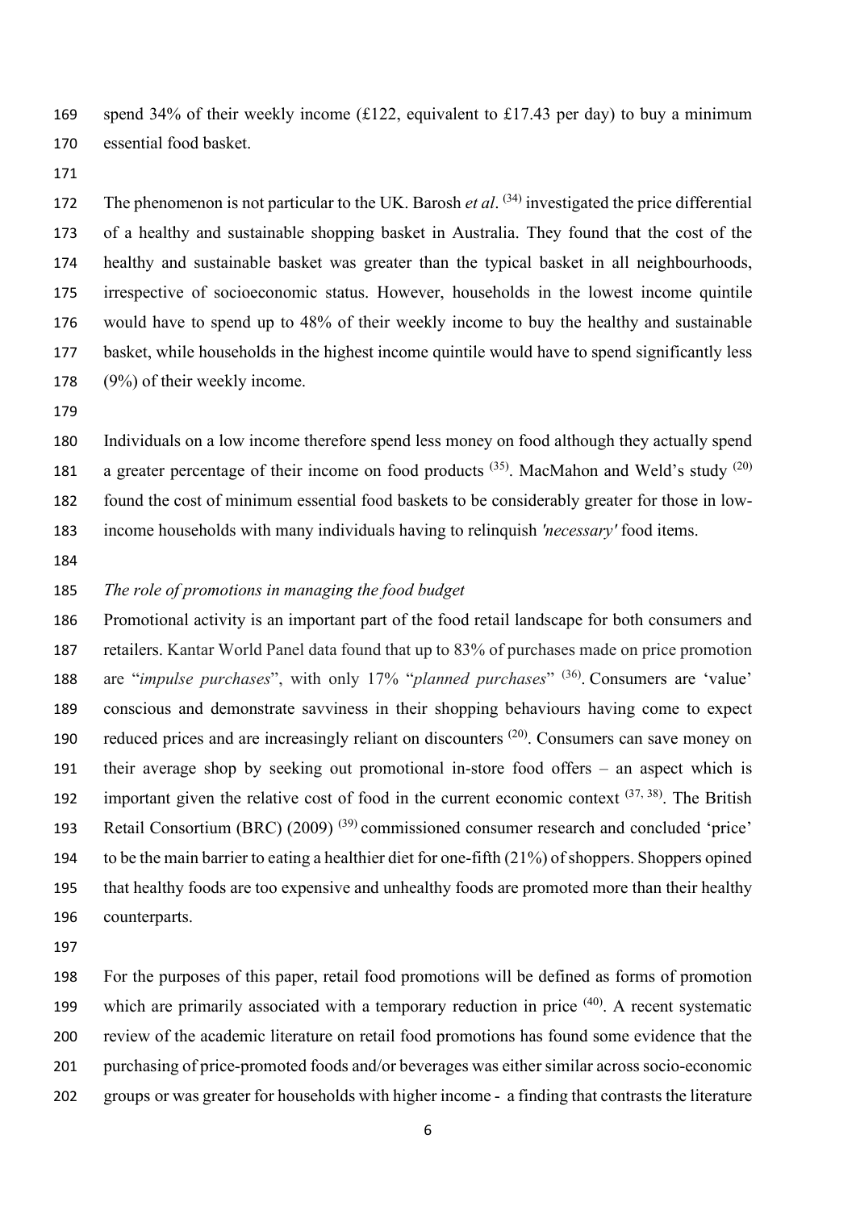spend 34% of their weekly income (£122, equivalent to £17.43 per day) to buy a minimum essential food basket.

The phenomenon is not particular to the UK. Barosh *et al*. [34] investigated the price differential of a healthy and sustainable shopping basket in Australia. They found that the cost of the healthy and sustainable basket was greater than the typical basket in all neighbourhoods, irrespective of socioeconomic status. However, households in the lowest income quintile would have to spend up to 48% of their weekly income to buy the healthy and sustainable basket, while households in the highest income quintile would have to spend significantly less (9%) of their weekly income.

Individuals on a low income therefore spend less money on food although they actually spend a greater percentage of their income on food products [35]. MacMahon and Weld's study [20] found the cost of minimum essential food baskets to be considerably greater for those in low-income households with many individuals having to relinquish *'necessary'* food items.

*The role of promotions in managing the food budget*

Promotional activity is an important part of the food retail landscape for both consumers and retailers. Kantar World Panel data found that up to 83% of purchases made on price promotion are "*impulse purchases*", with only 17% "*planned purchases*" [36]. Consumers are 'value' conscious and demonstrate savviness in their shopping behaviours having come to expect reduced prices and are increasingly reliant on discounters [20]. Consumers can save money on their average shop by seeking out promotional in-store food offers – an aspect which is important given the relative cost of food in the current economic context [37, 38]. The British Retail Consortium (BRC) (2009) [39] commissioned consumer research and concluded 'price' to be the main barrier to eating a healthier diet for one-fifth (21%) of shoppers. Shoppers opined that healthy foods are too expensive and unhealthy foods are promoted more than their healthy counterparts.

For the purposes of this paper, retail food promotions will be defined as forms of promotion which are primarily associated with a temporary reduction in price [40]. A recent systematic review of the academic literature on retail food promotions has found some evidence that the purchasing of price-promoted foods and/or beverages was either similar across socio-economic groups or was greater for households with higher income - a finding that contrasts the literature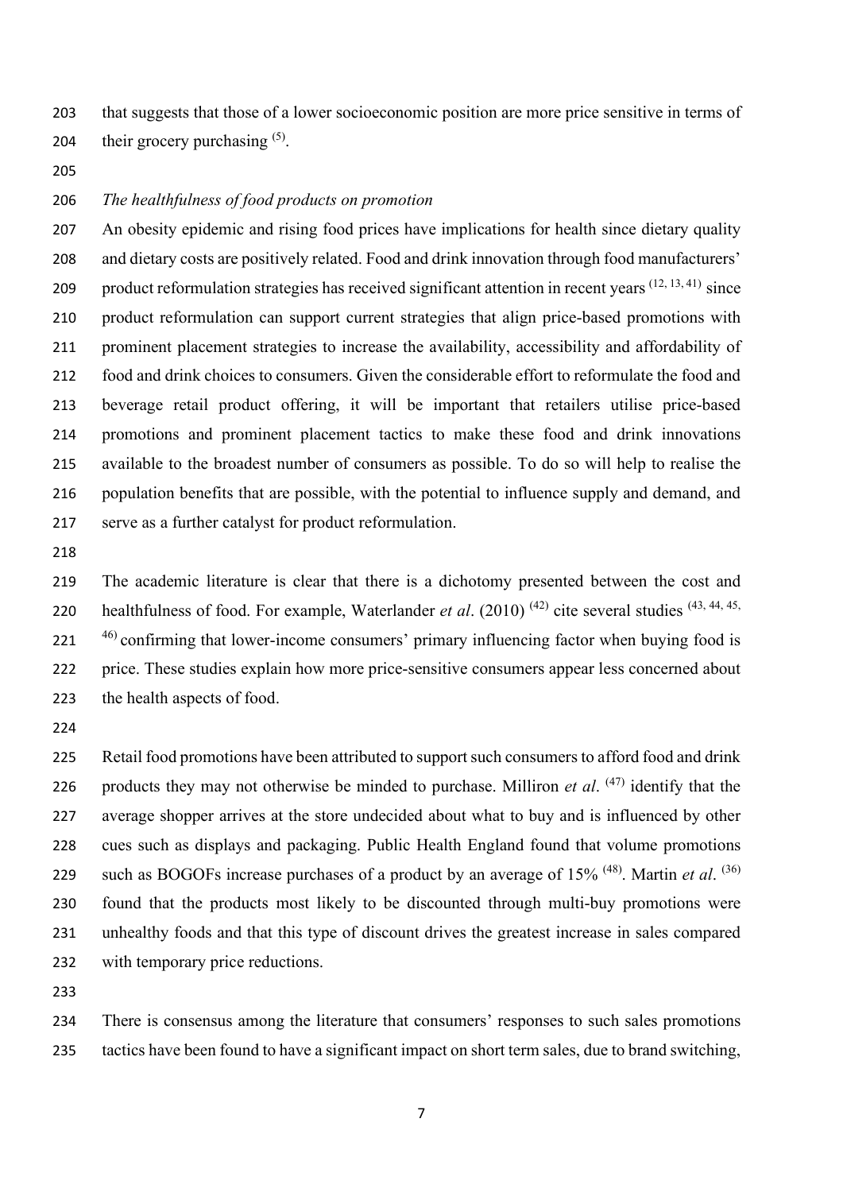that suggests that those of a lower socioeconomic position are more price sensitive in terms of their grocery purchasing [5].

*The healthfulness of food products on promotion*

An obesity epidemic and rising food prices have implications for health since dietary quality and dietary costs are positively related. Food and drink innovation through food manufacturers' product reformulation strategies has received significant attention in recent years [12, 13, 41] since product reformulation can support current strategies that align price-based promotions with prominent placement strategies to increase the availability, accessibility and affordability of food and drink choices to consumers. Given the considerable effort to reformulate the food and beverage retail product offering, it will be important that retailers utilise price-based promotions and prominent placement tactics to make these food and drink innovations available to the broadest number of consumers as possible. To do so will help to realise the population benefits that are possible, with the potential to influence supply and demand, and serve as a further catalyst for product reformulation.

The academic literature is clear that there is a dichotomy presented between the cost and healthfulness of food. For example, Waterlander *et al*. (2010) [42] cite several studies [43, 44, 45, 46] confirming that lower-income consumers' primary influencing factor when buying food is price. These studies explain how more price-sensitive consumers appear less concerned about the health aspects of food.

Retail food promotions have been attributed to support such consumers to afford food and drink products they may not otherwise be minded to purchase. Milliron *et al*. [47] identify that the average shopper arrives at the store undecided about what to buy and is influenced by other cues such as displays and packaging. Public Health England found that volume promotions such as BOGOFs increase purchases of a product by an average of 15% [48]. Martin *et al*. [36] found that the products most likely to be discounted through multi-buy promotions were unhealthy foods and that this type of discount drives the greatest increase in sales compared with temporary price reductions.

There is consensus among the literature that consumers' responses to such sales promotions tactics have been found to have a significant impact on short term sales, due to brand switching,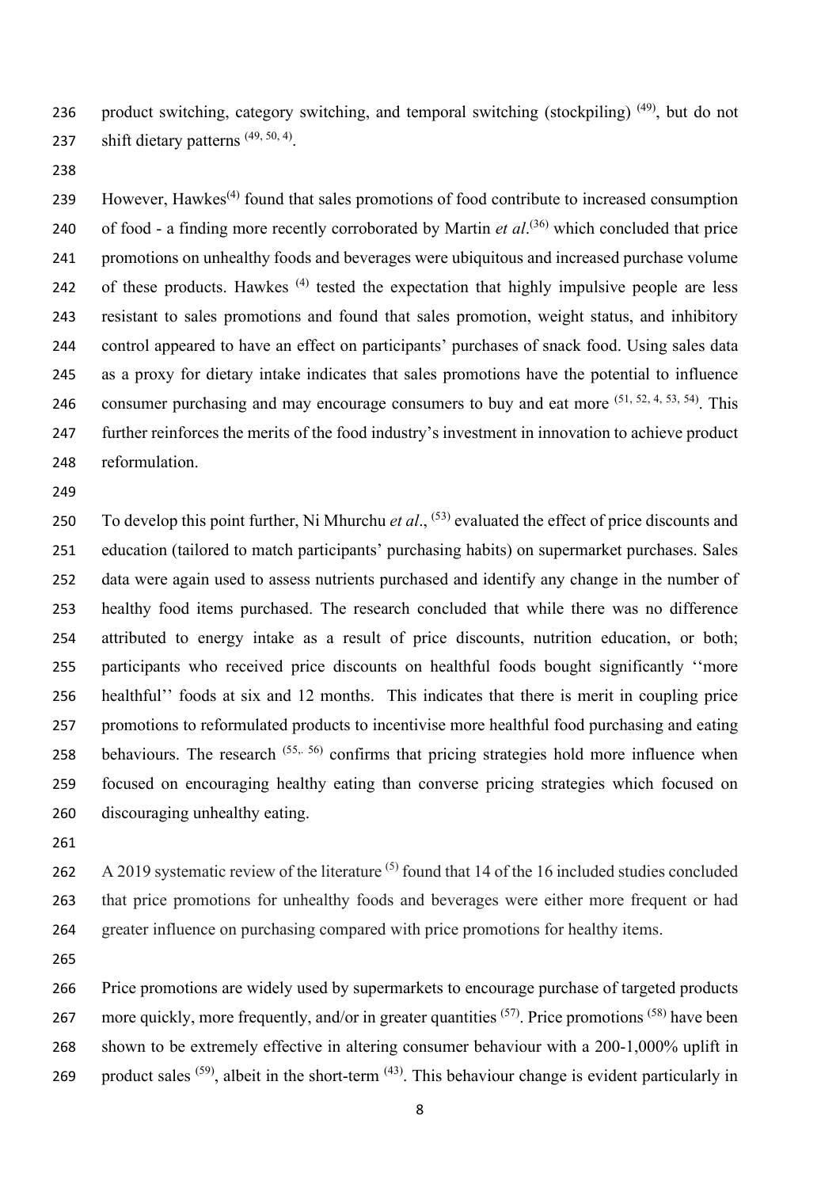product switching, category switching, and temporal switching (stockpiling) [49], but do not shift dietary patterns [49, 50, 4].

However, Hawkes[4] found that sales promotions of food contribute to increased consumption of food - a finding more recently corroborated by Martin *et al*.[36] which concluded that price promotions on unhealthy foods and beverages were ubiquitous and increased purchase volume of these products. Hawkes [4] tested the expectation that highly impulsive people are less resistant to sales promotions and found that sales promotion, weight status, and inhibitory control appeared to have an effect on participants' purchases of snack food. Using sales data as a proxy for dietary intake indicates that sales promotions have the potential to influence consumer purchasing and may encourage consumers to buy and eat more [51, 52, 4, 53, 54]. This further reinforces the merits of the food industry's investment in innovation to achieve product reformulation.

To develop this point further, Ni Mhurchu *et al*., [53] evaluated the effect of price discounts and education (tailored to match participants' purchasing habits) on supermarket purchases. Sales data were again used to assess nutrients purchased and identify any change in the number of healthy food items purchased. The research concluded that while there was no difference attributed to energy intake as a result of price discounts, nutrition education, or both; participants who received price discounts on healthful foods bought significantly ''more healthful'' foods at six and 12 months. This indicates that there is merit in coupling price promotions to reformulated products to incentivise more healthful food purchasing and eating behaviours. The research [55,. 56] confirms that pricing strategies hold more influence when focused on encouraging healthy eating than converse pricing strategies which focused on discouraging unhealthy eating.

A 2019 systematic review of the literature [5] found that 14 of the 16 included studies concluded that price promotions for unhealthy foods and beverages were either more frequent or had greater influence on purchasing compared with price promotions for healthy items.

Price promotions are widely used by supermarkets to encourage purchase of targeted products more quickly, more frequently, and/or in greater quantities [57]. Price promotions [58] have been shown to be extremely effective in altering consumer behaviour with a 200-1,000% uplift in product sales [59], albeit in the short-term [43]. This behaviour change is evident particularly in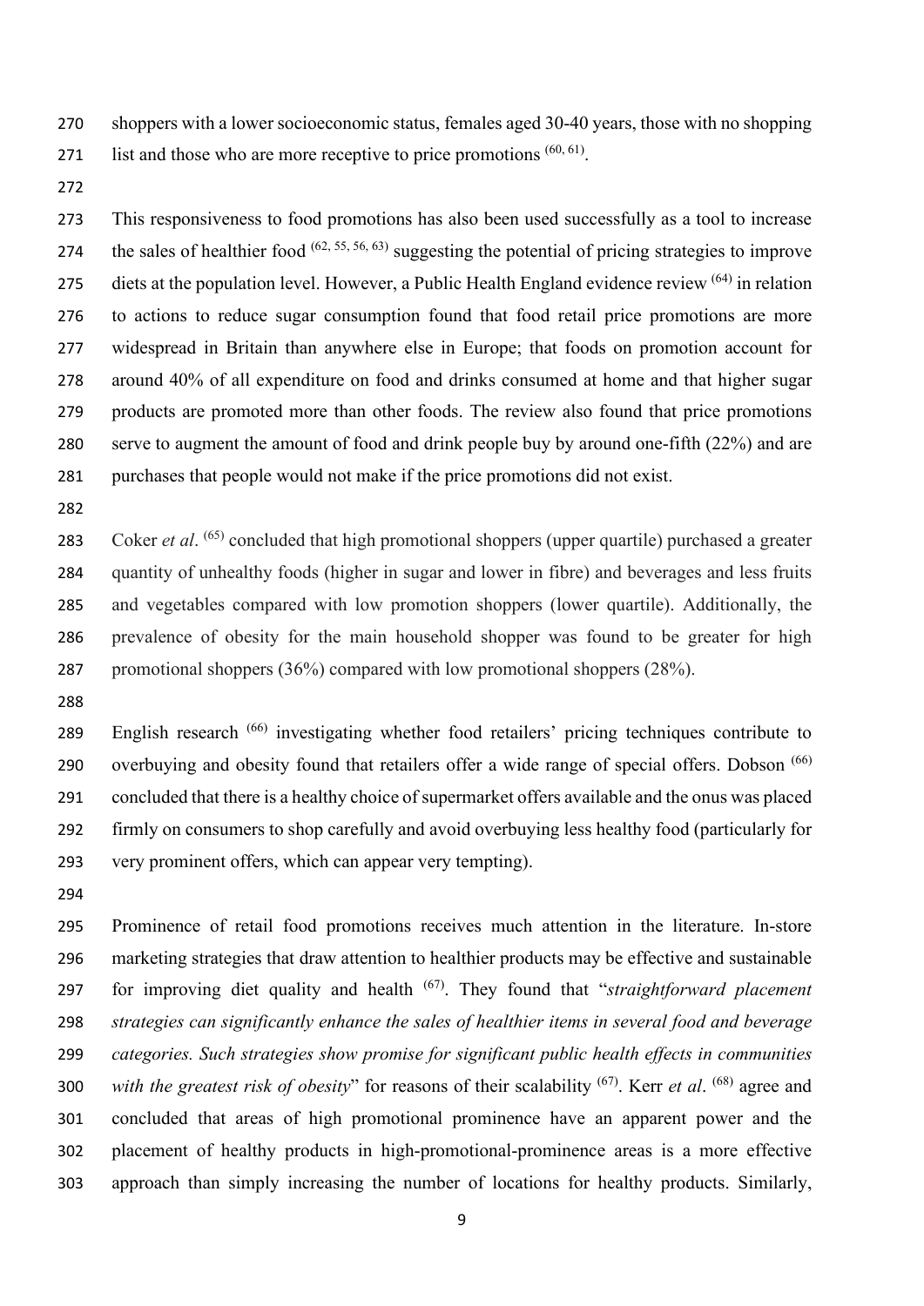shoppers with a lower socioeconomic status, females aged 30-40 years, those with no shopping list and those who are more receptive to price promotions [60, 61].

This responsiveness to food promotions has also been used successfully as a tool to increase the sales of healthier food [62, 55, 56, 63] suggesting the potential of pricing strategies to improve diets at the population level. However, a Public Health England evidence review [64] in relation to actions to reduce sugar consumption found that food retail price promotions are more widespread in Britain than anywhere else in Europe; that foods on promotion account for around 40% of all expenditure on food and drinks consumed at home and that higher sugar products are promoted more than other foods. The review also found that price promotions serve to augment the amount of food and drink people buy by around one-fifth (22%) and are purchases that people would not make if the price promotions did not exist.

Coker *et al*. [65] concluded that high promotional shoppers (upper quartile) purchased a greater quantity of unhealthy foods (higher in sugar and lower in fibre) and beverages and less fruits and vegetables compared with low promotion shoppers (lower quartile). Additionally, the prevalence of obesity for the main household shopper was found to be greater for high promotional shoppers (36%) compared with low promotional shoppers (28%).

English research [66] investigating whether food retailers' pricing techniques contribute to overbuying and obesity found that retailers offer a wide range of special offers. Dobson [66] concluded that there is a healthy choice of supermarket offers available and the onus was placed firmly on consumers to shop carefully and avoid overbuying less healthy food (particularly for very prominent offers, which can appear very tempting).

Prominence of retail food promotions receives much attention in the literature. In-store marketing strategies that draw attention to healthier products may be effective and sustainable for improving diet quality and health [67]. They found that "*straightforward placement strategies can significantly enhance the sales of healthier items in several food and beverage categories. Such strategies show promise for significant public health effects in communities with the greatest risk of obesity*" for reasons of their scalability [67]. Kerr *et al*. [68] agree and concluded that areas of high promotional prominence have an apparent power and the placement of healthy products in high-promotional-prominence areas is a more effective approach than simply increasing the number of locations for healthy products. Similarly,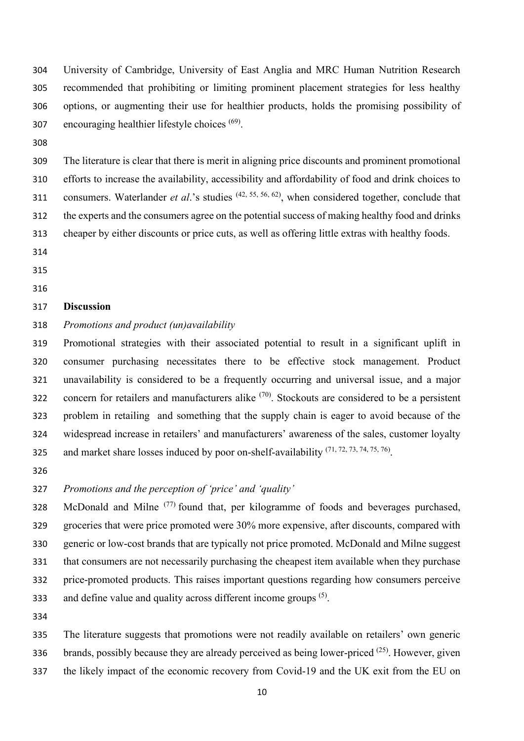University of Cambridge, University of East Anglia and MRC Human Nutrition Research recommended that prohibiting or limiting prominent placement strategies for less healthy options, or augmenting their use for healthier products, holds the promising possibility of encouraging healthier lifestyle choices [69].

The literature is clear that there is merit in aligning price discounts and prominent promotional efforts to increase the availability, accessibility and affordability of food and drink choices to consumers. Waterlander *et al*.'s studies [42, 55, 56, 62], when considered together, conclude that the experts and the consumers agree on the potential success of making healthy food and drinks cheaper by either discounts or price cuts, as well as offering little extras with healthy foods.

## Discussion

*Promotions and product (un)availability*

Promotional strategies with their associated potential to result in a significant uplift in consumer purchasing necessitates there to be effective stock management. Product unavailability is considered to be a frequently occurring and universal issue, and a major concern for retailers and manufacturers alike [70]. Stockouts are considered to be a persistent problem in retailing and something that the supply chain is eager to avoid because of the widespread increase in retailers' and manufacturers' awareness of the sales, customer loyalty and market share losses induced by poor on-shelf-availability [71, 72, 73, 74, 75, 76].

*Promotions and the perception of 'price' and 'quality'*

McDonald and Milne [77] found that, per kilogramme of foods and beverages purchased, groceries that were price promoted were 30% more expensive, after discounts, compared with generic or low-cost brands that are typically not price promoted. McDonald and Milne suggest that consumers are not necessarily purchasing the cheapest item available when they purchase price-promoted products. This raises important questions regarding how consumers perceive and define value and quality across different income groups [5].

The literature suggests that promotions were not readily available on retailers' own generic brands, possibly because they are already perceived as being lower-priced [25]. However, given the likely impact of the economic recovery from Covid-19 and the UK exit from the EU on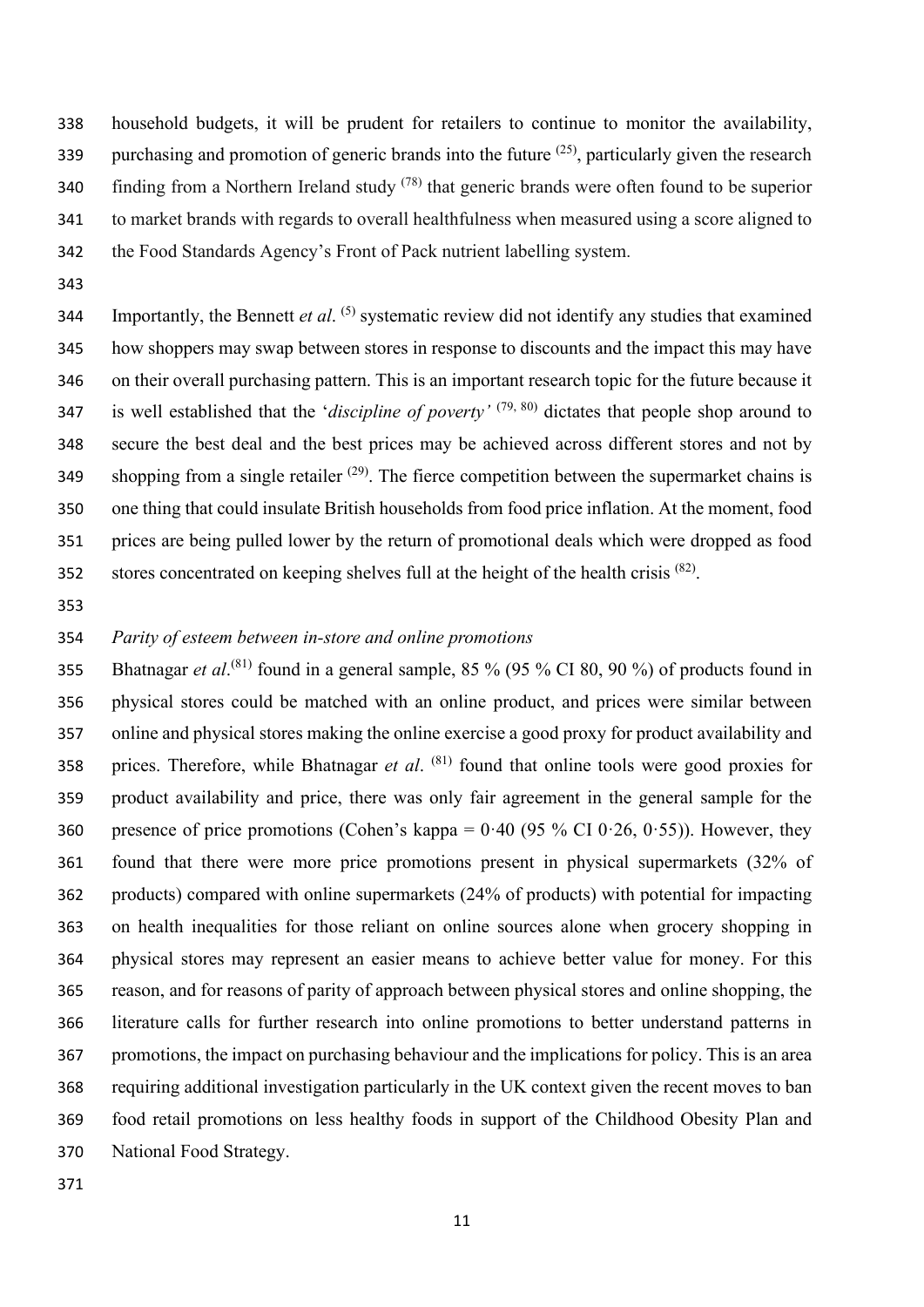household budgets, it will be prudent for retailers to continue to monitor the availability, purchasing and promotion of generic brands into the future [25], particularly given the research finding from a Northern Ireland study [78] that generic brands were often found to be superior to market brands with regards to overall healthfulness when measured using a score aligned to the Food Standards Agency's Front of Pack nutrient labelling system.

Importantly, the Bennett *et al*. [5] systematic review did not identify any studies that examined how shoppers may swap between stores in response to discounts and the impact this may have on their overall purchasing pattern. This is an important research topic for the future because it is well established that the '*discipline of poverty'* [79, 80] dictates that people shop around to secure the best deal and the best prices may be achieved across different stores and not by shopping from a single retailer [29]. The fierce competition between the supermarket chains is one thing that could insulate British households from food price inflation. At the moment, food prices are being pulled lower by the return of promotional deals which were dropped as food stores concentrated on keeping shelves full at the height of the health crisis [82].

*Parity of esteem between in-store and online promotions*

Bhatnagar *et al*.[81] found in a general sample, 85 % (95 % CI 80, 90 %) of products found in physical stores could be matched with an online product, and prices were similar between online and physical stores making the online exercise a good proxy for product availability and prices. Therefore, while Bhatnagar *et al*. [81] found that online tools were good proxies for product availability and price, there was only fair agreement in the general sample for the presence of price promotions (Cohen's kappa = 0·40 (95 % CI 0·26, 0·55)). However, they found that there were more price promotions present in physical supermarkets (32% of products) compared with online supermarkets (24% of products) with potential for impacting on health inequalities for those reliant on online sources alone when grocery shopping in physical stores may represent an easier means to achieve better value for money. For this reason, and for reasons of parity of approach between physical stores and online shopping, the literature calls for further research into online promotions to better understand patterns in promotions, the impact on purchasing behaviour and the implications for policy. This is an area requiring additional investigation particularly in the UK context given the recent moves to ban food retail promotions on less healthy foods in support of the Childhood Obesity Plan and National Food Strategy.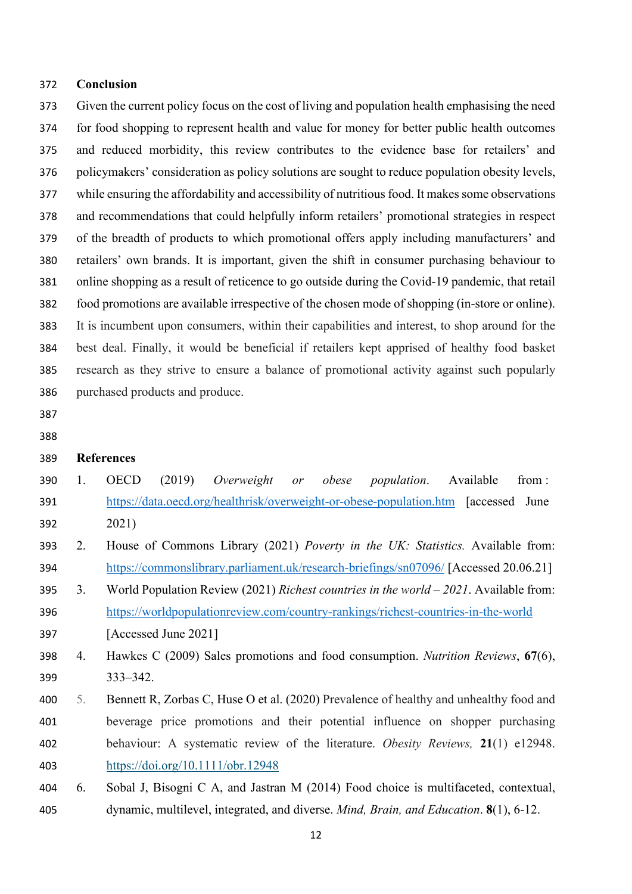## Conclusion

Given the current policy focus on the cost of living and population health emphasising the need for food shopping to represent health and value for money for better public health outcomes and reduced morbidity, this review contributes to the evidence base for retailers' and policymakers' consideration as policy solutions are sought to reduce population obesity levels, while ensuring the affordability and accessibility of nutritious food. It makes some observations and recommendations that could helpfully inform retailers' promotional strategies in respect of the breadth of products to which promotional offers apply including manufacturers' and retailers' own brands. It is important, given the shift in consumer purchasing behaviour to online shopping as a result of reticence to go outside during the Covid-19 pandemic, that retail food promotions are available irrespective of the chosen mode of shopping (in-store or online). It is incumbent upon consumers, within their capabilities and interest, to shop around for the best deal. Finally, it would be beneficial if retailers kept apprised of healthy food basket research as they strive to ensure a balance of promotional activity against such popularly purchased products and produce.

## References

1. OECD (2019) *Overweight or obese population*. Available from : https://data.oecd.org/healthrisk/overweight-or-obese-population.htm [accessed June 2021)
2. House of Commons Library (2021) *Poverty in the UK: Statistics.* Available from: https://commonslibrary.parliament.uk/research-briefings/sn07096/ [Accessed 20.06.21]
3. World Population Review (2021) *Richest countries in the world – 2021*. Available from: https://worldpopulationreview.com/country-rankings/richest-countries-in-the-world [Accessed June 2021]
4. Hawkes C (2009) Sales promotions and food consumption. *Nutrition Reviews*, **67**(6), 333–342.
5. Bennett R, Zorbas C, Huse O et al. (2020) Prevalence of healthy and unhealthy food and beverage price promotions and their potential influence on shopper purchasing behaviour: A systematic review of the literature. *Obesity Reviews,* **21**(1) e12948. https://doi.org/10.1111/obr.12948
6. Sobal J, Bisogni C A, and Jastran M (2014) Food choice is multifaceted, contextual, dynamic, multilevel, integrated, and diverse. *Mind, Brain, and Education*. **8**(1), 6-12.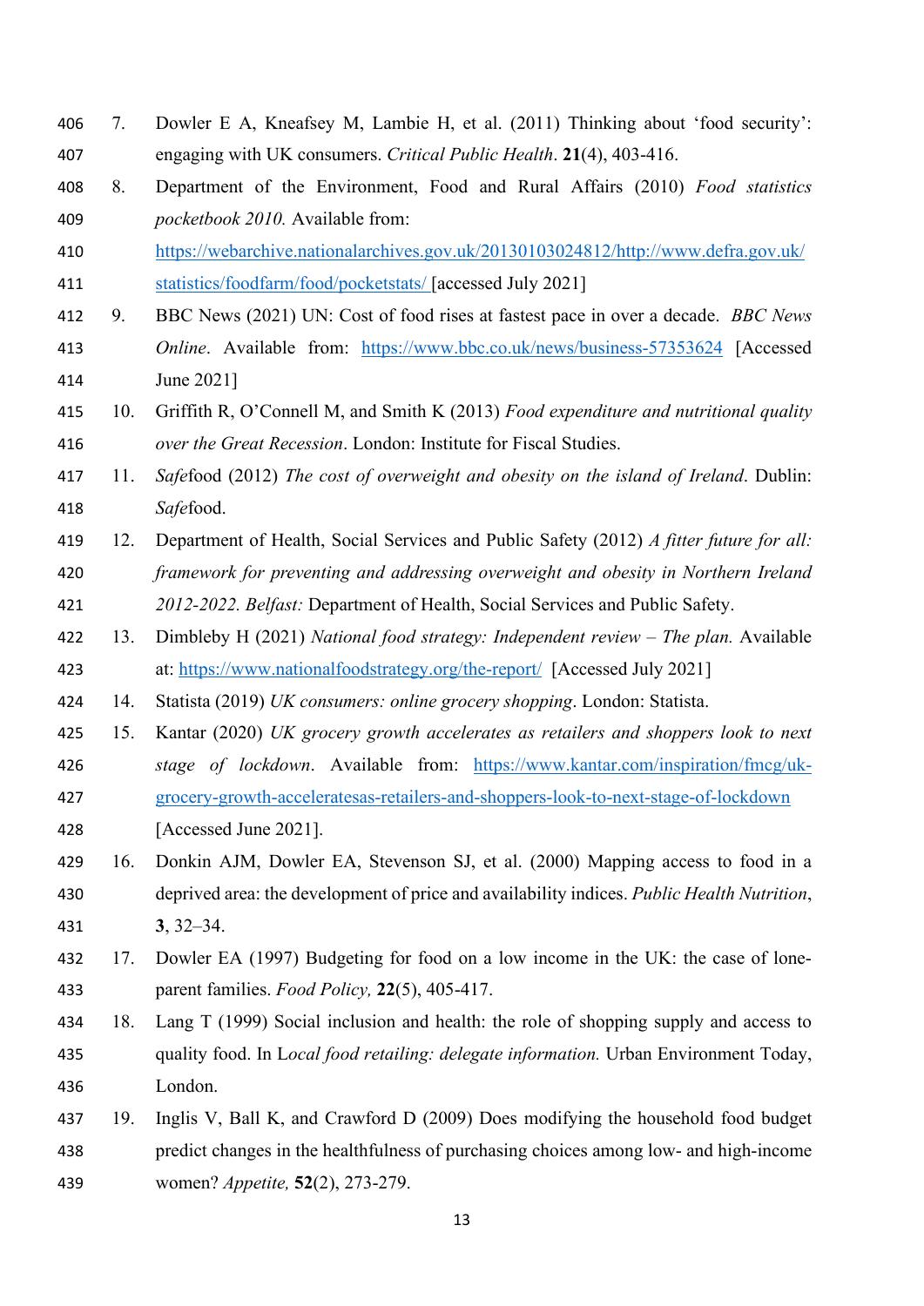7. Dowler E A, Kneafsey M, Lambie H, et al. (2011) Thinking about 'food security': engaging with UK consumers. *Critical Public Health*. **21**(4), 403-416.
8. Department of the Environment, Food and Rural Affairs (2010) *Food statistics pocketbook 2010.* Available from: https://webarchive.nationalarchives.gov.uk/20130103024812/http://www.defra.gov.uk/statistics/foodfarm/food/pocketstats/ [accessed July 2021]
9. BBC News (2021) UN: Cost of food rises at fastest pace in over a decade. *BBC News Online*. Available from: https://www.bbc.co.uk/news/business-57353624 [Accessed June 2021]
10. Griffith R, O'Connell M, and Smith K (2013) *Food expenditure and nutritional quality over the Great Recession*. London: Institute for Fiscal Studies.
11. *Safe*food (2012) *The cost of overweight and obesity on the island of Ireland*. Dublin: *Safe*food.
12. Department of Health, Social Services and Public Safety (2012) *A fitter future for all: framework for preventing and addressing overweight and obesity in Northern Ireland 2012-2022. Belfast:* Department of Health, Social Services and Public Safety.
13. Dimbleby H (2021) *National food strategy: Independent review – The plan.* Available at: https://www.nationalfoodstrategy.org/the-report/ [Accessed July 2021]
14. Statista (2019) *UK consumers: online grocery shopping*. London: Statista.
15. Kantar (2020) *UK grocery growth accelerates as retailers and shoppers look to next stage of lockdown*. Available from: https://www.kantar.com/inspiration/fmcg/uk-grocery-growth-acceleratesas-retailers-and-shoppers-look-to-next-stage-of-lockdown [Accessed June 2021].
16. Donkin AJM, Dowler EA, Stevenson SJ, et al. (2000) Mapping access to food in a deprived area: the development of price and availability indices. *Public Health Nutrition*, **3**, 32–34.
17. Dowler EA (1997) Budgeting for food on a low income in the UK: the case of lone-parent families. *Food Policy,* **22**(5), 405-417.
18. Lang T (1999) Social inclusion and health: the role of shopping supply and access to quality food. In L*ocal food retailing: delegate information.* Urban Environment Today, London.
19. Inglis V, Ball K, and Crawford D (2009) Does modifying the household food budget predict changes in the healthfulness of purchasing choices among low- and high-income women? *Appetite,* **52**(2), 273-279.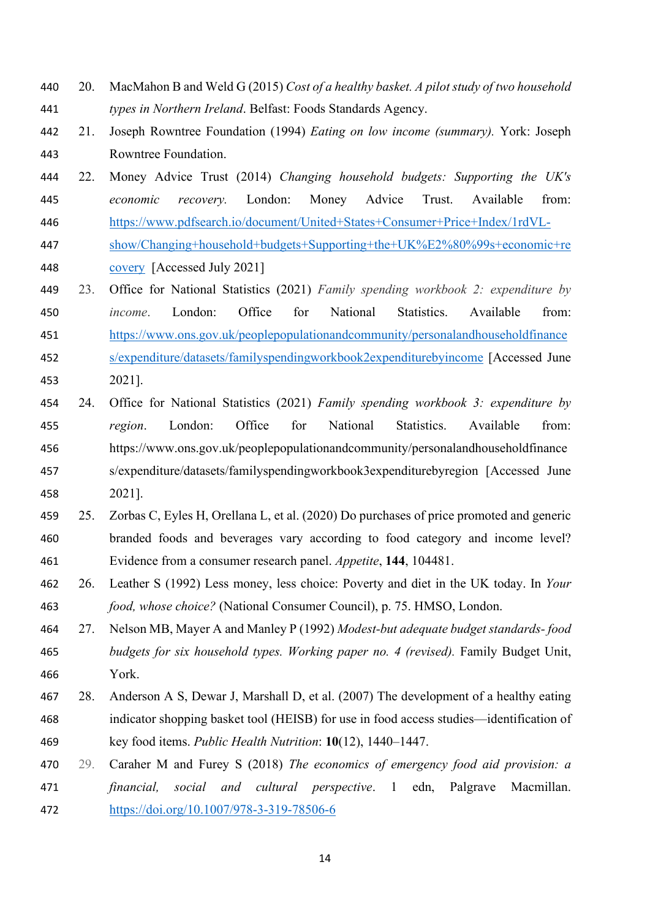20. MacMahon B and Weld G (2015) *Cost of a healthy basket. A pilot study of two household types in Northern Ireland*. Belfast: Foods Standards Agency.
21. Joseph Rowntree Foundation (1994) *Eating on low income (summary).* York: Joseph Rowntree Foundation.
22. Money Advice Trust (2014) *Changing household budgets: Supporting the UK's economic recovery.* London: Money Advice Trust. Available from: [https://www.pdfsearch.io/document/United+States+Consumer+Price+Index/1rdVL-show/Changing+household+budgets+Supporting+the+UK%E2%80%99s+economic+recovery](https://www.pdfsearch.io/document/United+States+Consumer+Price+Index/1rdVL-show/Changing+household+budgets+Supporting+the+UK%E2%80%99s+economic+recovery) [Accessed July 2021]
23. Office for National Statistics (2021) *Family spending workbook 2: expenditure by income*. London: Office for National Statistics. Available from: [https://www.ons.gov.uk/peoplepopulationandcommunity/personalandhouseholdfinances/expenditure/datasets/familyspendingworkbook2expenditurebyincome](https://www.ons.gov.uk/peoplepopulationandcommunity/personalandhouseholdfinances/expenditure/datasets/familyspendingworkbook2expenditurebyincome) [Accessed June 2021].
24. Office for National Statistics (2021) *Family spending workbook 3: expenditure by region*. London: Office for National Statistics. Available from: https://www.ons.gov.uk/peoplepopulationandcommunity/personalandhouseholdfinances/expenditure/datasets/familyspendingworkbook3expenditurebyregion [Accessed June 2021].
25. Zorbas C, Eyles H, Orellana L, et al. (2020) Do purchases of price promoted and generic branded foods and beverages vary according to food category and income level? Evidence from a consumer research panel. *Appetite*, **144**, 104481.
26. Leather S (1992) Less money, less choice: Poverty and diet in the UK today. In *Your food, whose choice?* (National Consumer Council), p. 75. HMSO, London.
27. Nelson MB, Mayer A and Manley P (1992) *Modest-but adequate budget standards- food budgets for six household types. Working paper no. 4 (revised).* Family Budget Unit, York.
28. Anderson A S, Dewar J, Marshall D, et al. (2007) The development of a healthy eating indicator shopping basket tool (HEISB) for use in food access studies—identification of key food items. *Public Health Nutrition*: **10**(12), 1440–1447.
29. Caraher M and Furey S (2018) *The economics of emergency food aid provision: a financial, social and cultural perspective*. 1 edn, Palgrave Macmillan. [https://doi.org/10.1007/978-3-319-78506-6](https://doi.org/10.1007/978-3-319-78506-6)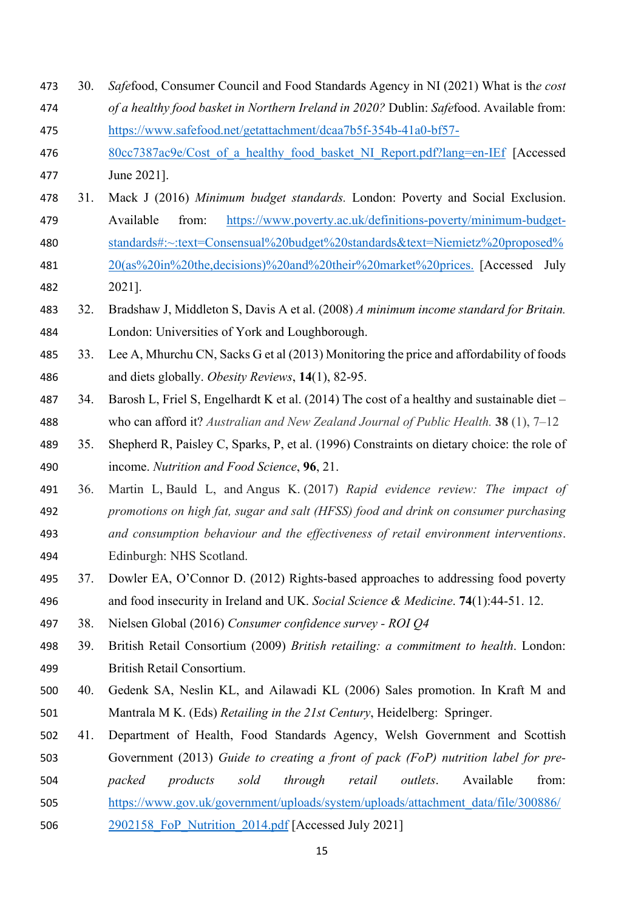30. *Safe*food, Consumer Council and Food Standards Agency in NI (2021) What is th*e cost of a healthy food basket in Northern Ireland in 2020?* Dublin: *Safe*food. Available from: https://www.safefood.net/getattachment/dcaa7b5f-354b-41a0-bf57-80cc7387ac9e/Cost_of_a_healthy_food_basket_NI_Report.pdf?lang=en-IEf [Accessed June 2021].
31. Mack J (2016) *Minimum budget standards.* London: Poverty and Social Exclusion. Available from: https://www.poverty.ac.uk/definitions-poverty/minimum-budget-standards#:~:text=Consensual%20budget%20standards&text=Niemietz%20proposed%20(as%20in%20the,decisions)%20and%20their%20market%20prices. [Accessed July 2021].
32. Bradshaw J, Middleton S, Davis A et al. (2008) *A minimum income standard for Britain.* London: Universities of York and Loughborough.
33. Lee A, Mhurchu CN, Sacks G et al (2013) Monitoring the price and affordability of foods and diets globally. *Obesity Reviews*, **14**(1), 82-95.
34. Barosh L, Friel S, Engelhardt K et al. (2014) The cost of a healthy and sustainable diet – who can afford it? *Australian and New Zealand Journal of Public Health.* **38** (1), 7–12
35. Shepherd R, Paisley C, Sparks, P, et al. (1996) Constraints on dietary choice: the role of income. *Nutrition and Food Science*, **96**, 21.
36. Martin L, Bauld L, and Angus K. (2017) *Rapid evidence review: The impact of promotions on high fat, sugar and salt (HFSS) food and drink on consumer purchasing and consumption behaviour and the effectiveness of retail environment interventions*. Edinburgh: NHS Scotland.
37. Dowler EA, O'Connor D. (2012) Rights-based approaches to addressing food poverty and food insecurity in Ireland and UK. *Social Science & Medicine*. **74**(1):44-51. 12.
38. Nielsen Global (2016) *Consumer confidence survey - ROI Q4*
39. British Retail Consortium (2009) *British retailing: a commitment to health*. London: British Retail Consortium.
40. Gedenk SA, Neslin KL, and Ailawadi KL (2006) Sales promotion. In Kraft M and Mantrala M K. (Eds) *Retailing in the 21st Century*, Heidelberg: Springer.
41. Department of Health, Food Standards Agency, Welsh Government and Scottish Government (2013) *Guide to creating a front of pack (FoP) nutrition label for pre-packed products sold through retail outlets*. Available from: https://www.gov.uk/government/uploads/system/uploads/attachment_data/file/300886/2902158_FoP_Nutrition_2014.pdf [Accessed July 2021]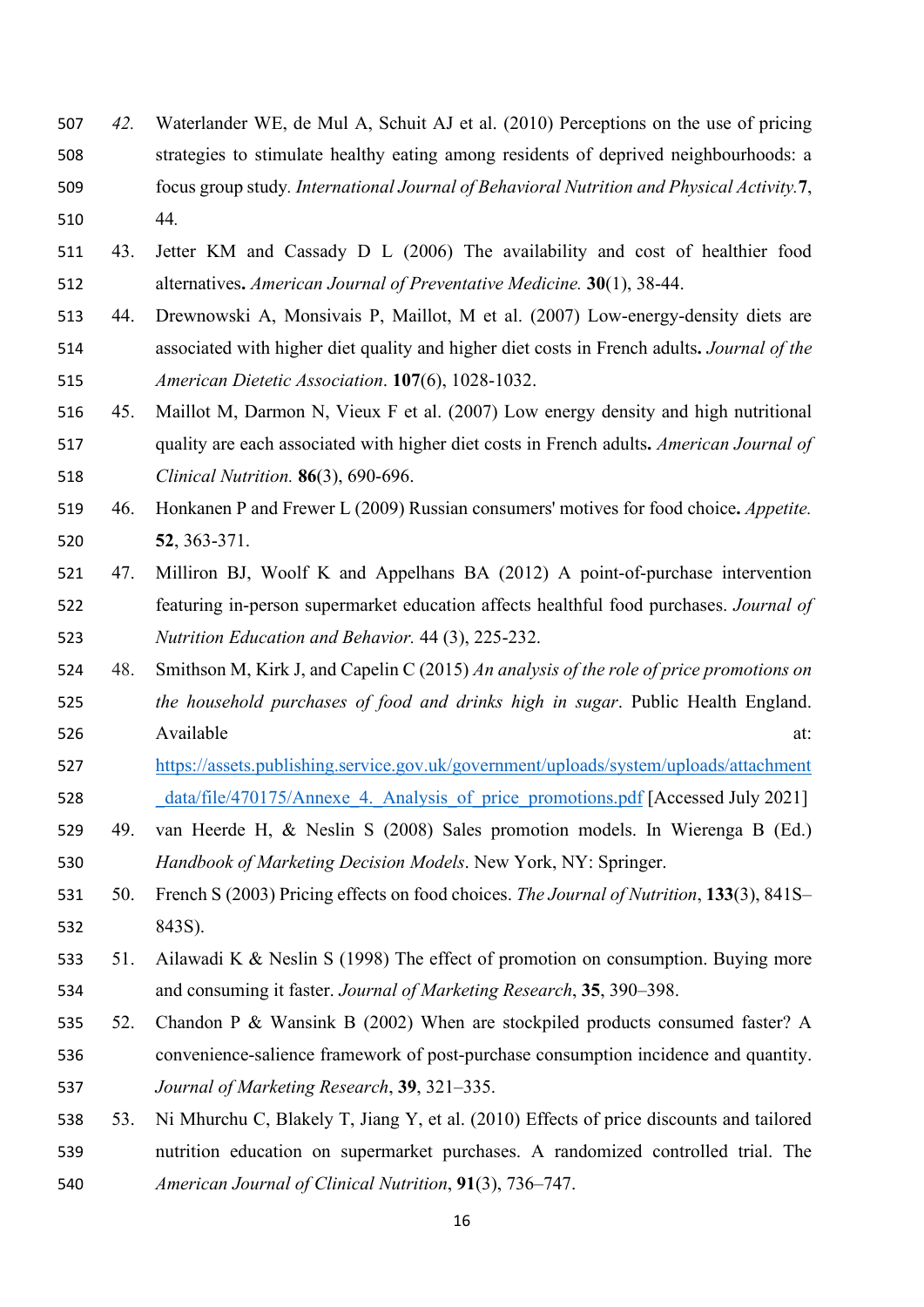42. Waterlander WE, de Mul A, Schuit AJ et al. (2010) Perceptions on the use of pricing strategies to stimulate healthy eating among residents of deprived neighbourhoods: a focus group study. *International Journal of Behavioral Nutrition and Physical Activity.* **7**, 44.

43. Jetter KM and Cassady D L (2006) The availability and cost of healthier food alternatives**.** *American Journal of Preventative Medicine.* **30**(1), 38-44.

44. Drewnowski A, Monsivais P, Maillot, M et al. (2007) Low-energy-density diets are associated with higher diet quality and higher diet costs in French adults**.** *Journal of the American Dietetic Association*. **107**(6), 1028-1032.

45. Maillot M, Darmon N, Vieux F et al. (2007) Low energy density and high nutritional quality are each associated with higher diet costs in French adults**.** *American Journal of Clinical Nutrition.* **86**(3), 690-696.

46. Honkanen P and Frewer L (2009) Russian consumers' motives for food choice**.** *Appetite.* **52**, 363-371.

47. Milliron BJ, Woolf K and Appelhans BA (2012) A point-of-purchase intervention featuring in-person supermarket education affects healthful food purchases. *Journal of Nutrition Education and Behavior.* 44 (3), 225-232.

48. Smithson M, Kirk J, and Capelin C (2015) *An analysis of the role of price promotions on the household purchases of food and drinks high in sugar*. Public Health England. Available at: https://assets.publishing.service.gov.uk/government/uploads/system/uploads/attachment_data/file/470175/Annexe_4._Analysis_of_price_promotions.pdf [Accessed July 2021]

49. van Heerde H, & Neslin S (2008) Sales promotion models. In Wierenga B (Ed.) *Handbook of Marketing Decision Models*. New York, NY: Springer.

50. French S (2003) Pricing effects on food choices. *The Journal of Nutrition*, **133**(3), 841S–843S).

51. Ailawadi K & Neslin S (1998) The effect of promotion on consumption. Buying more and consuming it faster. *Journal of Marketing Research*, **35**, 390–398.

52. Chandon P & Wansink B (2002) When are stockpiled products consumed faster? A convenience-salience framework of post-purchase consumption incidence and quantity. *Journal of Marketing Research*, **39**, 321–335.

53. Ni Mhurchu C, Blakely T, Jiang Y, et al. (2010) Effects of price discounts and tailored nutrition education on supermarket purchases. A randomized controlled trial. The *American Journal of Clinical Nutrition*, **91**(3), 736–747.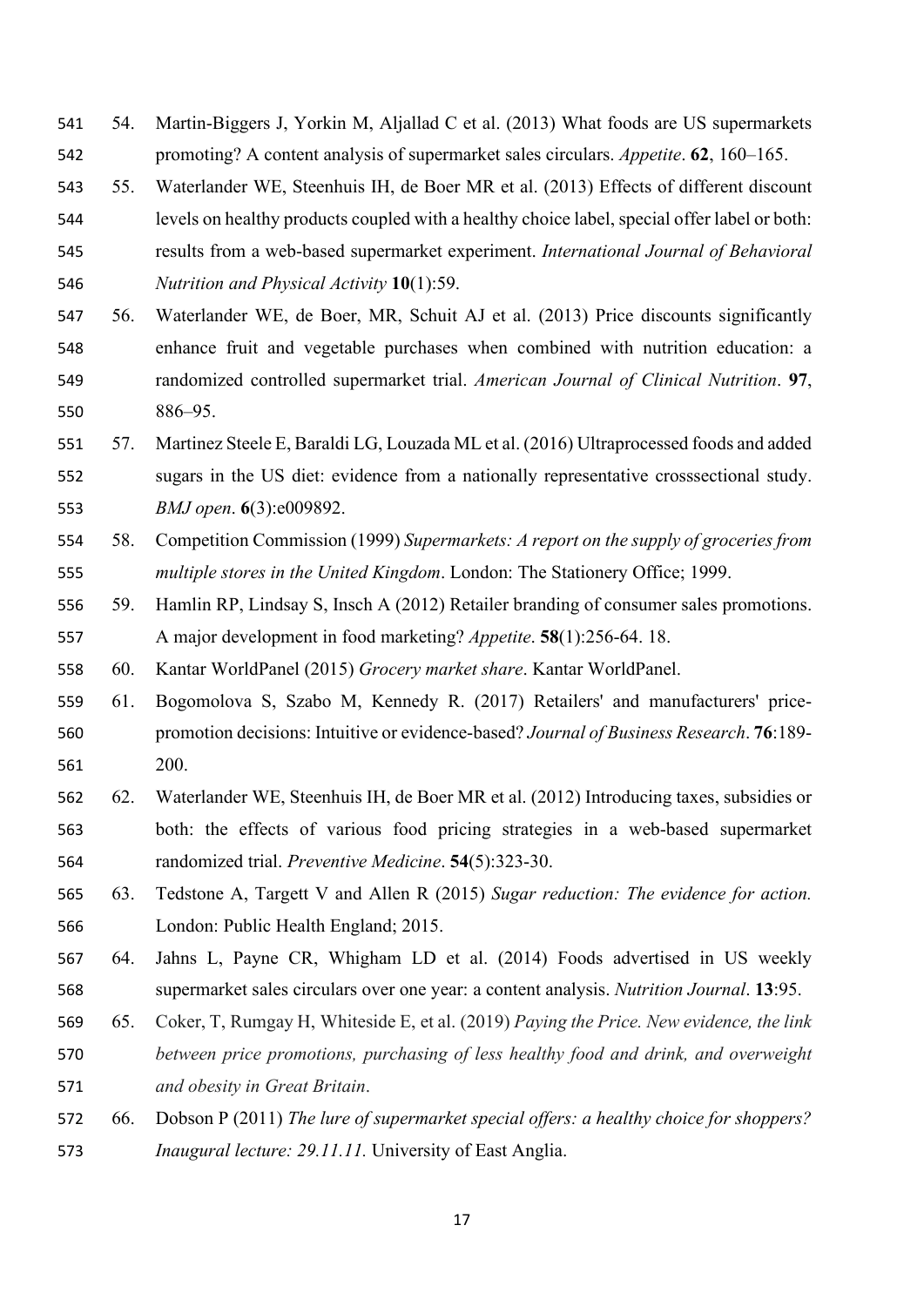54. Martin-Biggers J, Yorkin M, Aljallad C et al. (2013) What foods are US supermarkets promoting? A content analysis of supermarket sales circulars. *Appetite*. **62**, 160–165.
55. Waterlander WE, Steenhuis IH, de Boer MR et al. (2013) Effects of different discount levels on healthy products coupled with a healthy choice label, special offer label or both: results from a web-based supermarket experiment. *International Journal of Behavioral Nutrition and Physical Activity* **10**(1):59.
56. Waterlander WE, de Boer, MR, Schuit AJ et al. (2013) Price discounts significantly enhance fruit and vegetable purchases when combined with nutrition education: a randomized controlled supermarket trial. *American Journal of Clinical Nutrition*. **97**, 886–95.
57. Martinez Steele E, Baraldi LG, Louzada ML et al. (2016) Ultraprocessed foods and added sugars in the US diet: evidence from a nationally representative crosssectional study. *BMJ open*. **6**(3):e009892.
58. Competition Commission (1999) *Supermarkets: A report on the supply of groceries from multiple stores in the United Kingdom*. London: The Stationery Office; 1999.
59. Hamlin RP, Lindsay S, Insch A (2012) Retailer branding of consumer sales promotions. A major development in food marketing? *Appetite*. **58**(1):256-64. 18.
60. Kantar WorldPanel (2015) *Grocery market share*. Kantar WorldPanel.
61. Bogomolova S, Szabo M, Kennedy R. (2017) Retailers' and manufacturers' price-promotion decisions: Intuitive or evidence-based? *Journal of Business Research*. **76**:189-200.
62. Waterlander WE, Steenhuis IH, de Boer MR et al. (2012) Introducing taxes, subsidies or both: the effects of various food pricing strategies in a web-based supermarket randomized trial. *Preventive Medicine*. **54**(5):323-30.
63. Tedstone A, Targett V and Allen R (2015) *Sugar reduction: The evidence for action.* London: Public Health England; 2015.
64. Jahns L, Payne CR, Whigham LD et al. (2014) Foods advertised in US weekly supermarket sales circulars over one year: a content analysis. *Nutrition Journal*. **13**:95.
65. Coker, T, Rumgay H, Whiteside E, et al. (2019) *Paying the Price. New evidence, the link between price promotions, purchasing of less healthy food and drink, and overweight and obesity in Great Britain*.
66. Dobson P (2011) *The lure of supermarket special offers: a healthy choice for shoppers? Inaugural lecture: 29.11.11.* University of East Anglia.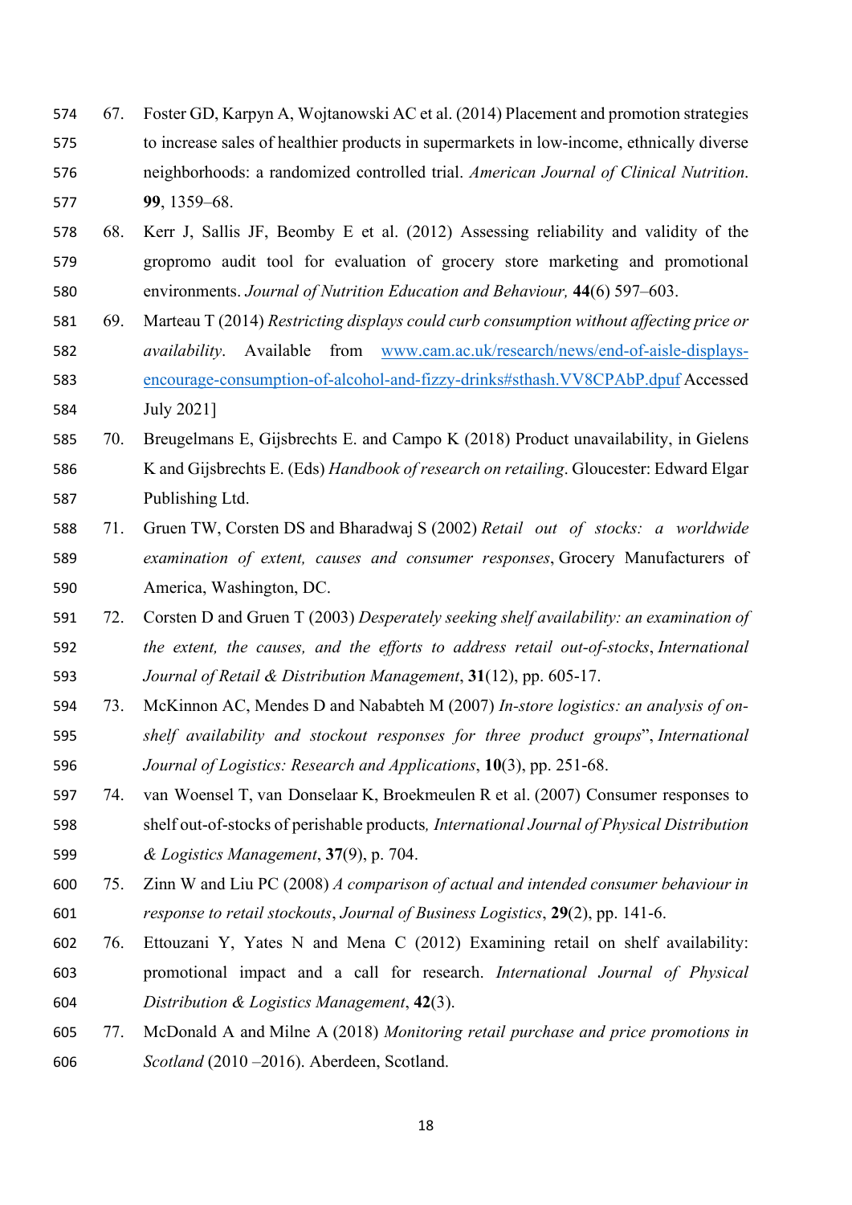67. Foster GD, Karpyn A, Wojtanowski AC et al. (2014) Placement and promotion strategies to increase sales of healthier products in supermarkets in low-income, ethnically diverse neighborhoods: a randomized controlled trial. *American Journal of Clinical Nutrition*. **99**, 1359–68.
68. Kerr J, Sallis JF, Beomby E et al. (2012) Assessing reliability and validity of the gropromo audit tool for evaluation of grocery store marketing and promotional environments. *Journal of Nutrition Education and Behaviour,* **44**(6) 597–603.
69. Marteau T (2014) *Restricting displays could curb consumption without affecting price or availability*. Available from [www.cam.ac.uk/research/news/end-of-aisle-displays-encourage-consumption-of-alcohol-and-fizzy-drinks#sthash.VV8CPAbP.dpuf](www.cam.ac.uk/research/news/end-of-aisle-displays-encourage-consumption-of-alcohol-and-fizzy-drinks#sthash.VV8CPAbP.dpuf) Accessed July 2021]
70. Breugelmans E, Gijsbrechts E. and Campo K (2018) Product unavailability, in Gielens K and Gijsbrechts E. (Eds) *Handbook of research on retailing*. Gloucester: Edward Elgar Publishing Ltd.
71. Gruen TW, Corsten DS and Bharadwaj S (2002) *Retail out of stocks: a worldwide examination of extent, causes and consumer responses*, Grocery Manufacturers of America, Washington, DC.
72. Corsten D and Gruen T (2003) *Desperately seeking shelf availability: an examination of the extent, the causes, and the efforts to address retail out-of-stocks*, *International Journal of Retail & Distribution Management*, **31**(12), pp. 605-17.
73. McKinnon AC, Mendes D and Nababteh M (2007) *In-store logistics: an analysis of on-shelf availability and stockout responses for three product groups*", *International Journal of Logistics: Research and Applications*, **10**(3), pp. 251-68.
74. van Woensel T, van Donselaar K, Broekmeulen R et al. (2007) Consumer responses to shelf out-of-stocks of perishable products*, International Journal of Physical Distribution & Logistics Management*, **37**(9), p. 704.
75. Zinn W and Liu PC (2008) *A comparison of actual and intended consumer behaviour in response to retail stockouts*, *Journal of Business Logistics*, **29**(2), pp. 141-6.
76. Ettouzani Y, Yates N and Mena C (2012) Examining retail on shelf availability: promotional impact and a call for research. *International Journal of Physical Distribution & Logistics Management*, **42**(3).
77. McDonald A and Milne A (2018) *Monitoring retail purchase and price promotions in Scotland* (2010 –2016). Aberdeen, Scotland.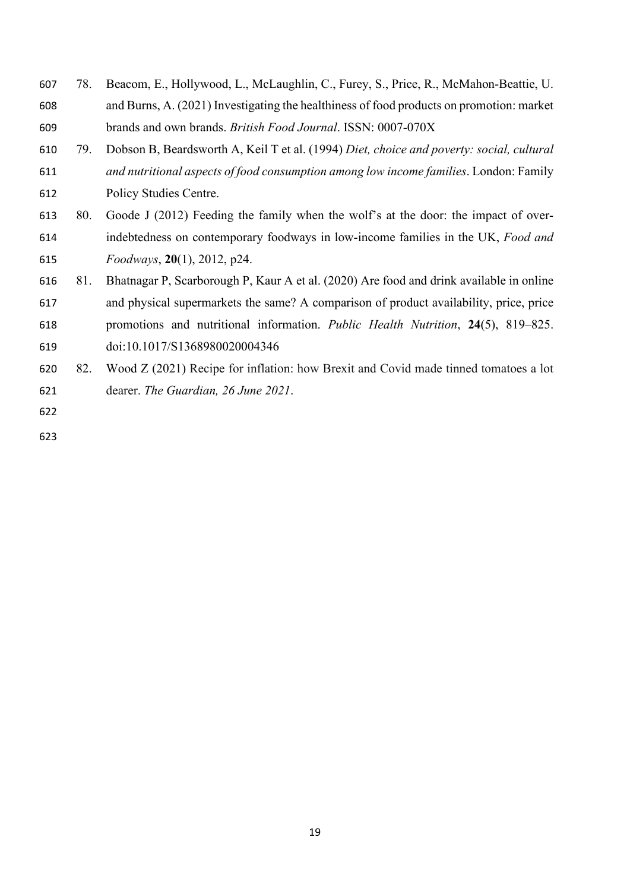78. Beacom, E., Hollywood, L., McLaughlin, C., Furey, S., Price, R., McMahon-Beattie, U. and Burns, A. (2021) Investigating the healthiness of food products on promotion: market brands and own brands. *British Food Journal*. ISSN: 0007-070X

79. Dobson B, Beardsworth A, Keil T et al. (1994) *Diet, choice and poverty: social, cultural and nutritional aspects of food consumption among low income families*. London: Family Policy Studies Centre.

80. Goode J (2012) Feeding the family when the wolf's at the door: the impact of over-indebtedness on contemporary foodways in low-income families in the UK, *Food and Foodways*, **20**(1), 2012, p24.

81. Bhatnagar P, Scarborough P, Kaur A et al. (2020) Are food and drink available in online and physical supermarkets the same? A comparison of product availability, price, price promotions and nutritional information. *Public Health Nutrition*, **24**(5), 819–825. doi:10.1017/S1368980020004346

82. Wood Z (2021) Recipe for inflation: how Brexit and Covid made tinned tomatoes a lot dearer. *The Guardian, 26 June 2021*.